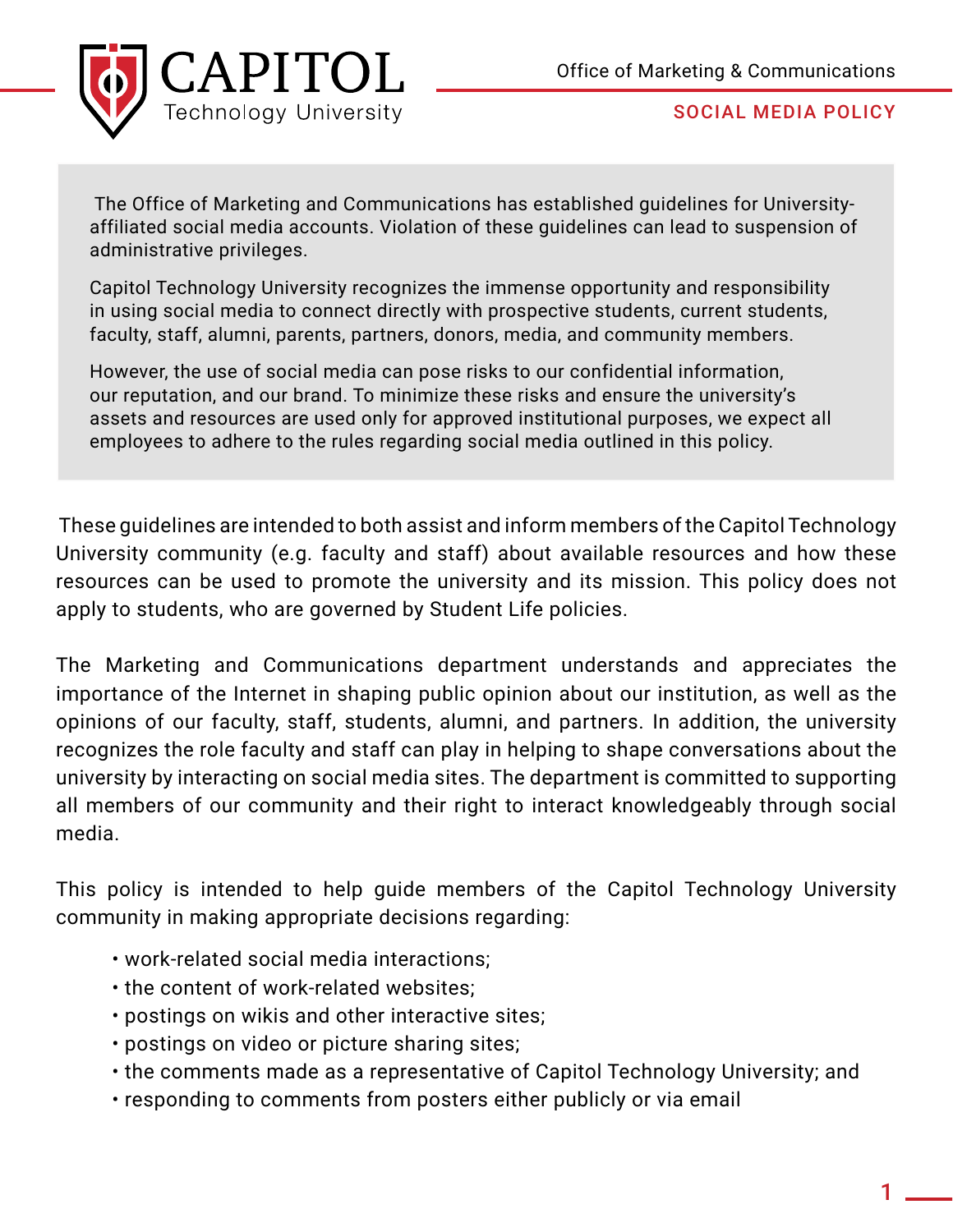# CAPITOL Technology University

Office of Marketing & Communications

## SOCIAL MEDIA POLICY

The Office of Marketing and Communications has established guidelines for University-affiliated social media accounts. Violation of these guidelines can lead to suspension of administrative privileges.

Capitol Technology University recognizes the immense opportunity and responsibility in using social media to connect directly with prospective students, current students, faculty, staff, alumni, parents, partners, donors, media, and community members.

However, the use of social media can pose risks to our confidential information, our reputation, and our brand. To minimize these risks and ensure the university's assets and resources are used only for approved institutional purposes, we expect all employees to adhere to the rules regarding social media outlined in this policy.

These guidelines are intended to both assist and inform members of the Capitol Technology University community (e.g. faculty and staff) about available resources and how these resources can be used to promote the university and its mission. This policy does not apply to students, who are governed by Student Life policies.

The Marketing and Communications department understands and appreciates the importance of the Internet in shaping public opinion about our institution, as well as the opinions of our faculty, staff, students, alumni, and partners. In addition, the university recognizes the role faculty and staff can play in helping to shape conversations about the university by interacting on social media sites. The department is committed to supporting all members of our community and their right to interact knowledgeably through social media.

This policy is intended to help guide members of the Capitol Technology University community in making appropriate decisions regarding:

- work-related social media interactions;
- the content of work-related websites;
- postings on wikis and other interactive sites;
- postings on video or picture sharing sites;
- the comments made as a representative of Capitol Technology University; and
- responding to comments from posters either publicly or via email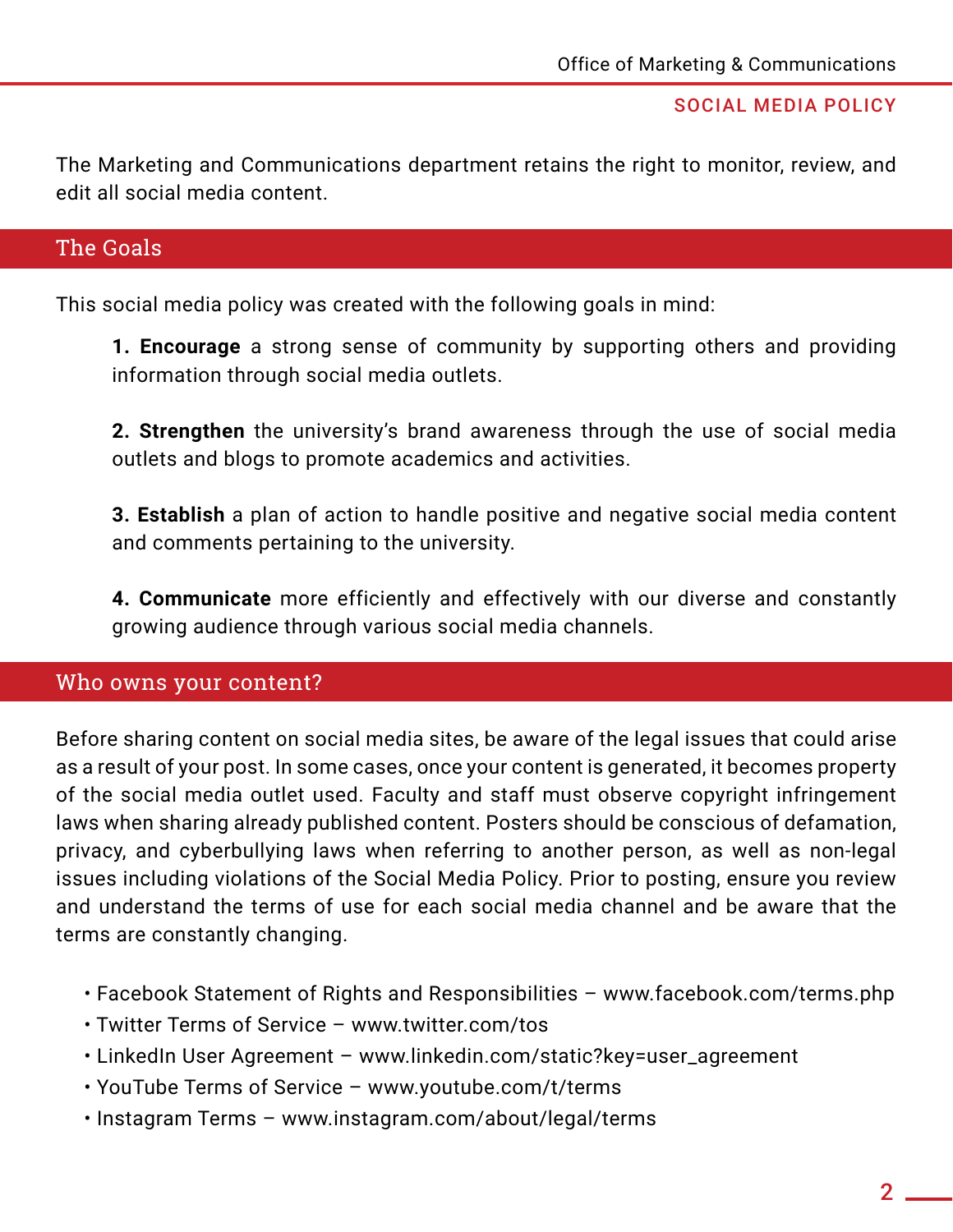The Marketing and Communications department retains the right to monitor, review, and edit all social media content.

## The Goals

This social media policy was created with the following goals in mind:

**1. Encourage** a strong sense of community by supporting others and providing information through social media outlets.

**2. Strengthen** the university's brand awareness through the use of social media outlets and blogs to promote academics and activities.

**3. Establish** a plan of action to handle positive and negative social media content and comments pertaining to the university.

**4. Communicate** more efficiently and effectively with our diverse and constantly growing audience through various social media channels.

## Who owns your content?

Before sharing content on social media sites, be aware of the legal issues that could arise as a result of your post. In some cases, once your content is generated, it becomes property of the social media outlet used. Faculty and staff must observe copyright infringement laws when sharing already published content. Posters should be conscious of defamation, privacy, and cyberbullying laws when referring to another person, as well as non-legal issues including violations of the Social Media Policy. Prior to posting, ensure you review and understand the terms of use for each social media channel and be aware that the terms are constantly changing.

- Facebook Statement of Rights and Responsibilities – www.facebook.com/terms.php
- Twitter Terms of Service – www.twitter.com/tos
- LinkedIn User Agreement – www.linkedin.com/static?key=user_agreement
- YouTube Terms of Service – www.youtube.com/t/terms
- Instagram Terms – www.instagram.com/about/legal/terms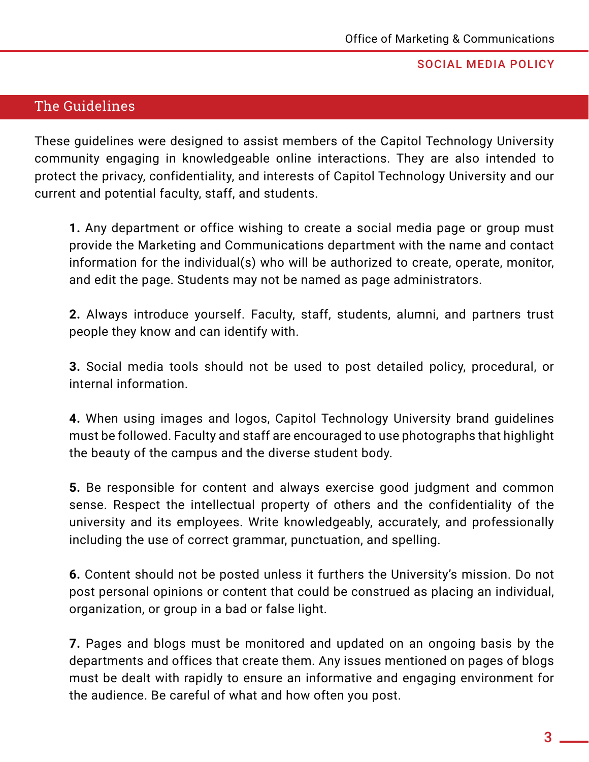## The Guidelines

These guidelines were designed to assist members of the Capitol Technology University community engaging in knowledgeable online interactions. They are also intended to protect the privacy, confidentiality, and interests of Capitol Technology University and our current and potential faculty, staff, and students.

**1.** Any department or office wishing to create a social media page or group must provide the Marketing and Communications department with the name and contact information for the individual(s) who will be authorized to create, operate, monitor, and edit the page. Students may not be named as page administrators.

**2.** Always introduce yourself. Faculty, staff, students, alumni, and partners trust people they know and can identify with.

**3.** Social media tools should not be used to post detailed policy, procedural, or internal information.

**4.** When using images and logos, Capitol Technology University brand guidelines must be followed. Faculty and staff are encouraged to use photographs that highlight the beauty of the campus and the diverse student body.

**5.** Be responsible for content and always exercise good judgment and common sense. Respect the intellectual property of others and the confidentiality of the university and its employees. Write knowledgeably, accurately, and professionally including the use of correct grammar, punctuation, and spelling.

**6.** Content should not be posted unless it furthers the University's mission. Do not post personal opinions or content that could be construed as placing an individual, organization, or group in a bad or false light.

**7.** Pages and blogs must be monitored and updated on an ongoing basis by the departments and offices that create them. Any issues mentioned on pages of blogs must be dealt with rapidly to ensure an informative and engaging environment for the audience. Be careful of what and how often you post.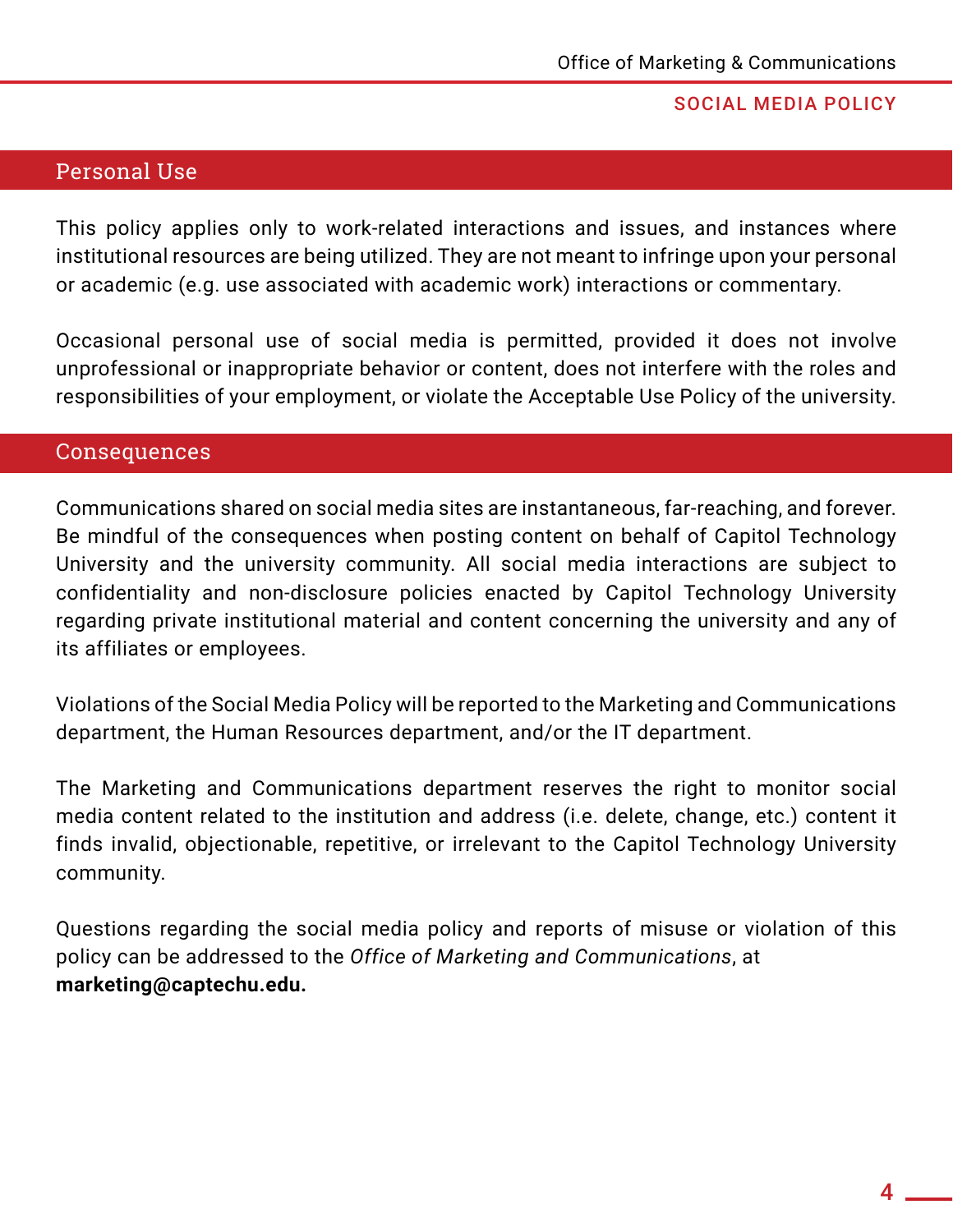## Personal Use

This policy applies only to work-related interactions and issues, and instances where institutional resources are being utilized. They are not meant to infringe upon your personal or academic (e.g. use associated with academic work) interactions or commentary.

Occasional personal use of social media is permitted, provided it does not involve unprofessional or inappropriate behavior or content, does not interfere with the roles and responsibilities of your employment, or violate the Acceptable Use Policy of the university.

## Consequences

Communications shared on social media sites are instantaneous, far-reaching, and forever. Be mindful of the consequences when posting content on behalf of Capitol Technology University and the university community. All social media interactions are subject to confidentiality and non-disclosure policies enacted by Capitol Technology University regarding private institutional material and content concerning the university and any of its affiliates or employees.

Violations of the Social Media Policy will be reported to the Marketing and Communications department, the Human Resources department, and/or the IT department.

The Marketing and Communications department reserves the right to monitor social media content related to the institution and address (i.e. delete, change, etc.) content it finds invalid, objectionable, repetitive, or irrelevant to the Capitol Technology University community.

Questions regarding the social media policy and reports of misuse or violation of this policy can be addressed to the *Office of Marketing and Communications*, at **marketing@captechu.edu.**